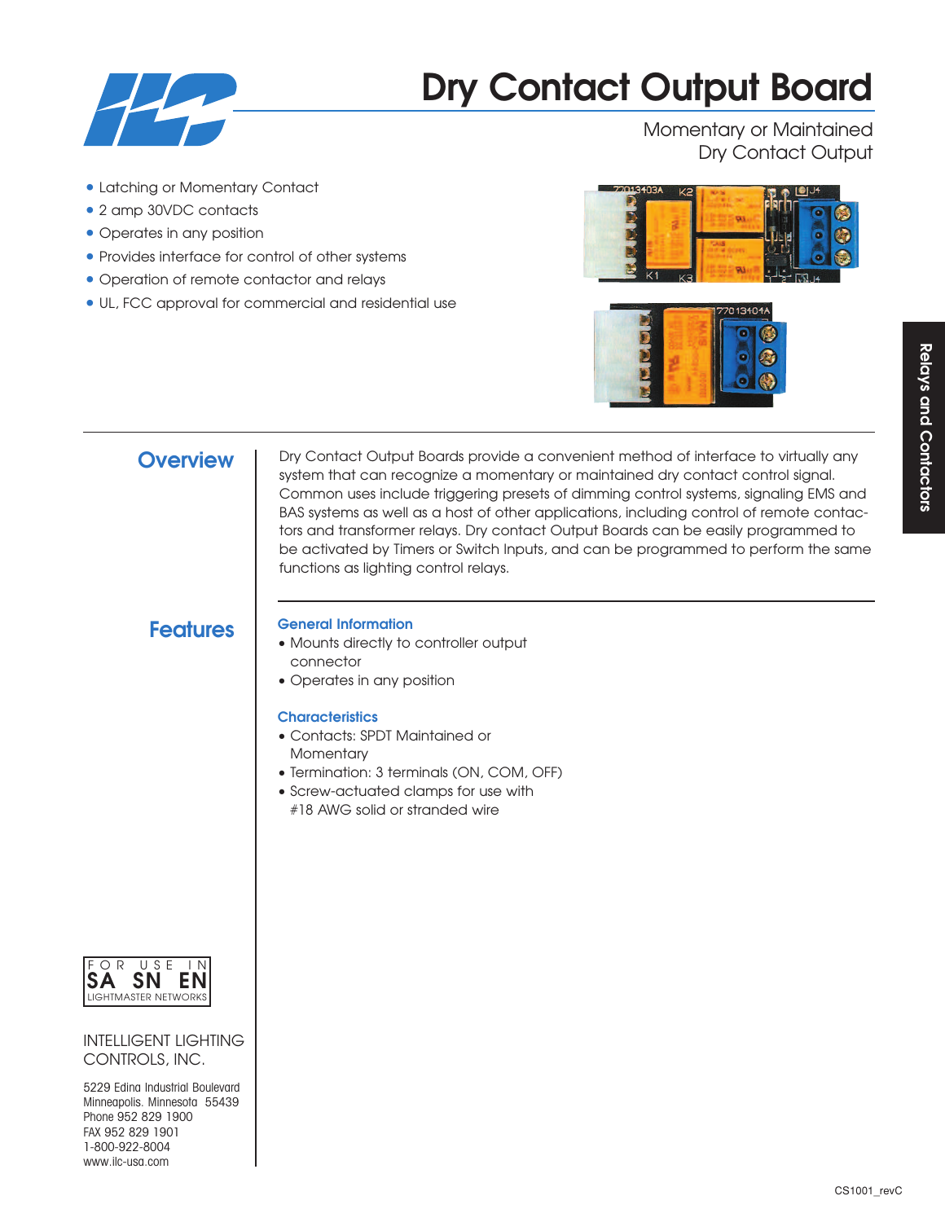# Dry Contact Output Board

Momentary or Maintained
Dry Contact Output

- Latching or Momentary Contact
- 2 amp 30VDC contacts
- Operates in any position
- Provides interface for control of other systems
- Operation of remote contactor and relays
- UL, FCC approval for commercial and residential use

Relays and Contactors

## Overview

Dry Contact Output Boards provide a convenient method of interface to virtually any system that can recognize a momentary or maintained dry contact control signal. Common uses include triggering presets of dimming control systems, signaling EMS and BAS systems as well as a host of other applications, including control of remote contactors and transformer relays. Dry contact Output Boards can be easily programmed to be activated by Timers or Switch Inputs, and can be programmed to perform the same functions as lighting control relays.

## Features

### General Information

- Mounts directly to controller output connector
- Operates in any position

### Characteristics

- Contacts: SPDT Maintained or Momentary
- Termination: 3 terminals (ON, COM, OFF)
- Screw-actuated clamps for use with #18 AWG solid or stranded wire

FOR USE IN
SA SN EN
LIGHTMASTER NETWORKS

INTELLIGENT LIGHTING CONTROLS, INC.

5229 Edina Industrial Boulevard
Minneapolis, Minnesota 55439
Phone 952 829 1900
FAX 952 829 1901
1-800-922-8004
www.ilc-usa.com

CS1001_revC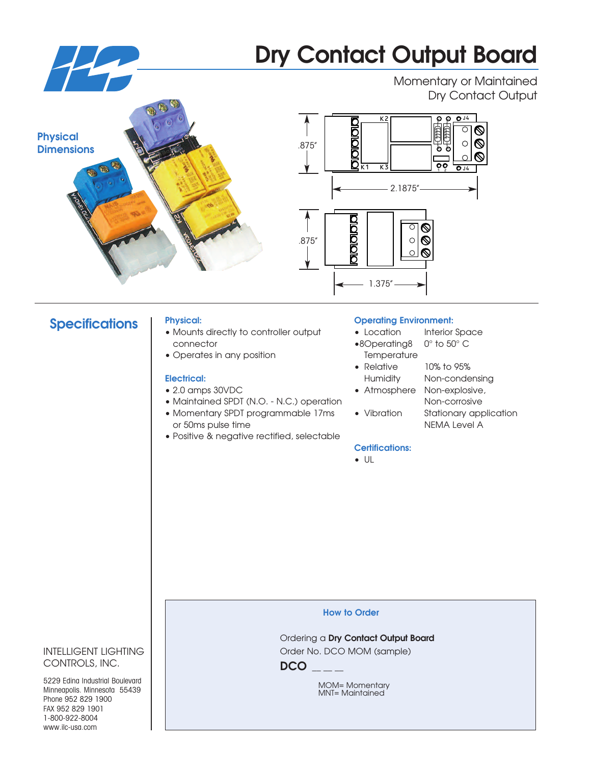# Dry Contact Output Board

Momentary or Maintained
Dry Contact Output

**Physical Dimensions**

.875"

2.1875"

.875"

1.375"

## Specifications

**Physical:**

- Mounts directly to controller output connector
- Operates in any position

**Electrical:**

- 2.0 amps 30VDC
- Maintained SPDT (N.O. - N.C.) operation
- Momentary SPDT programmable 17ms or 50ms pulse time
- Positive & negative rectified, selectable

**Operating Environment:**

| | |
|---|---|
| • Location | Interior Space |
| •8Operating8 Temperature | 0° to 50° C |
| • Relative Humidity | 10% to 95% Non-condensing |
| • Atmosphere | Non-explosive, Non-corrosive |
| • Vibration | Stationary application NEMA Level A |

**Certifications:**

- UL

INTELLIGENT LIGHTING CONTROLS, INC.

5229 Edina Industrial Boulevard
Minneapolis, Minnesota 55439
Phone 952 829 1900
FAX 952 829 1901
1-800-922-8004
www.ilc-usa.com

### How to Order

Ordering a **Dry Contact Output Board**
Order No. DCO MOM (sample)

**DCO** _ _ _

MOM= Momentary
MNT= Maintained